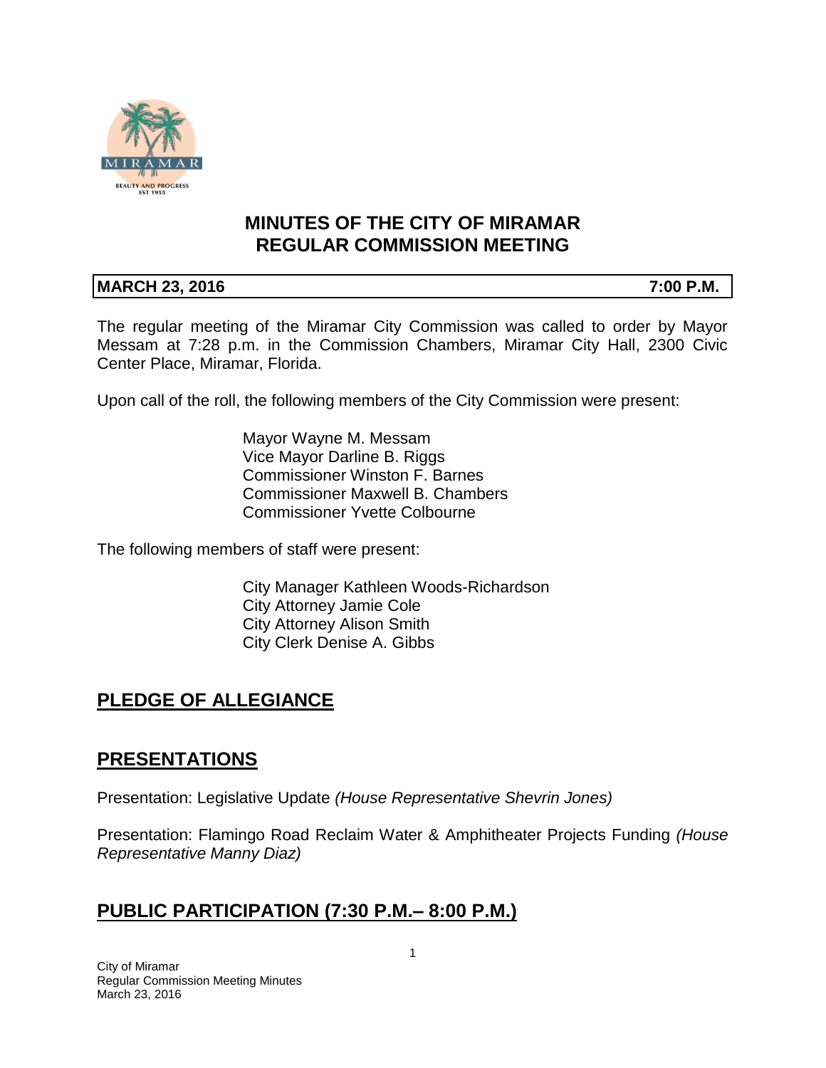# MINUTES OF THE CITY OF MIRAMAR REGULAR COMMISSION MEETING

**MARCH 23, 2016** **7:00 P.M.**

The regular meeting of the Miramar City Commission was called to order by Mayor Messam at 7:28 p.m. in the Commission Chambers, Miramar City Hall, 2300 Civic Center Place, Miramar, Florida.

Upon call of the roll, the following members of the City Commission were present:

Mayor Wayne M. Messam
Vice Mayor Darline B. Riggs
Commissioner Winston F. Barnes
Commissioner Maxwell B. Chambers
Commissioner Yvette Colbourne

The following members of staff were present:

City Manager Kathleen Woods-Richardson
City Attorney Jamie Cole
City Attorney Alison Smith
City Clerk Denise A. Gibbs

## PLEDGE OF ALLEGIANCE

## PRESENTATIONS

Presentation: Legislative Update *(House Representative Shevrin Jones)*

Presentation: Flamingo Road Reclaim Water & Amphitheater Projects Funding *(House Representative Manny Diaz)*

## PUBLIC PARTICIPATION (7:30 P.M.– 8:00 P.M.)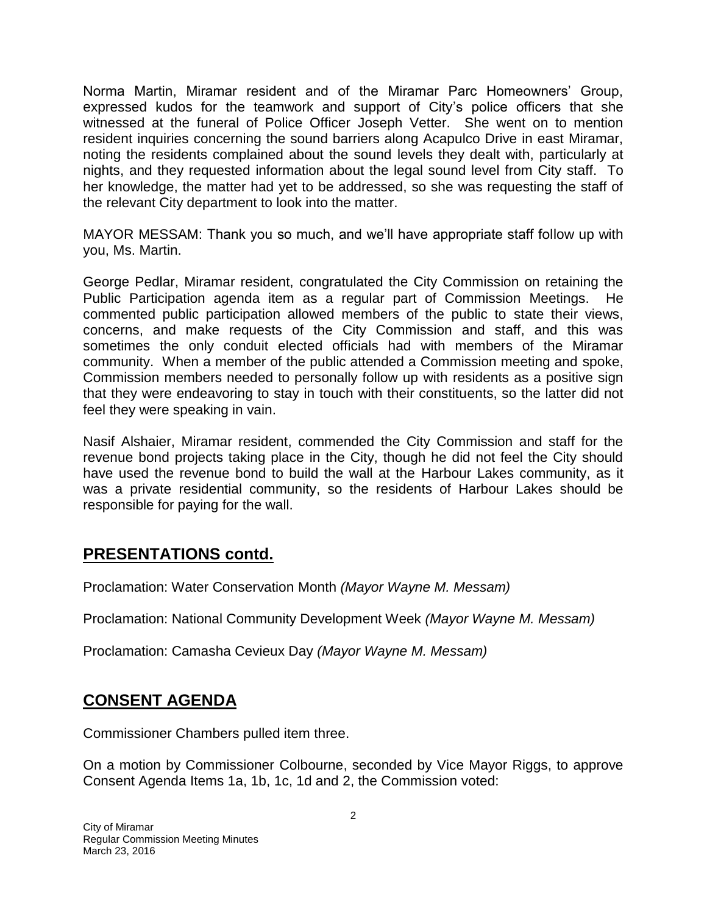Norma Martin, Miramar resident and of the Miramar Parc Homeowners' Group, expressed kudos for the teamwork and support of City's police officers that she witnessed at the funeral of Police Officer Joseph Vetter. She went on to mention resident inquiries concerning the sound barriers along Acapulco Drive in east Miramar, noting the residents complained about the sound levels they dealt with, particularly at nights, and they requested information about the legal sound level from City staff. To her knowledge, the matter had yet to be addressed, so she was requesting the staff of the relevant City department to look into the matter.

MAYOR MESSAM: Thank you so much, and we'll have appropriate staff follow up with you, Ms. Martin.

George Pedlar, Miramar resident, congratulated the City Commission on retaining the Public Participation agenda item as a regular part of Commission Meetings. He commented public participation allowed members of the public to state their views, concerns, and make requests of the City Commission and staff, and this was sometimes the only conduit elected officials had with members of the Miramar community. When a member of the public attended a Commission meeting and spoke, Commission members needed to personally follow up with residents as a positive sign that they were endeavoring to stay in touch with their constituents, so the latter did not feel they were speaking in vain.

Nasif Alshaier, Miramar resident, commended the City Commission and staff for the revenue bond projects taking place in the City, though he did not feel the City should have used the revenue bond to build the wall at the Harbour Lakes community, as it was a private residential community, so the residents of Harbour Lakes should be responsible for paying for the wall.

## PRESENTATIONS contd.

Proclamation: Water Conservation Month *(Mayor Wayne M. Messam)*

Proclamation: National Community Development Week *(Mayor Wayne M. Messam)*

Proclamation: Camasha Cevieux Day *(Mayor Wayne M. Messam)*

## CONSENT AGENDA

Commissioner Chambers pulled item three.

On a motion by Commissioner Colbourne, seconded by Vice Mayor Riggs, to approve Consent Agenda Items 1a, 1b, 1c, 1d and 2, the Commission voted: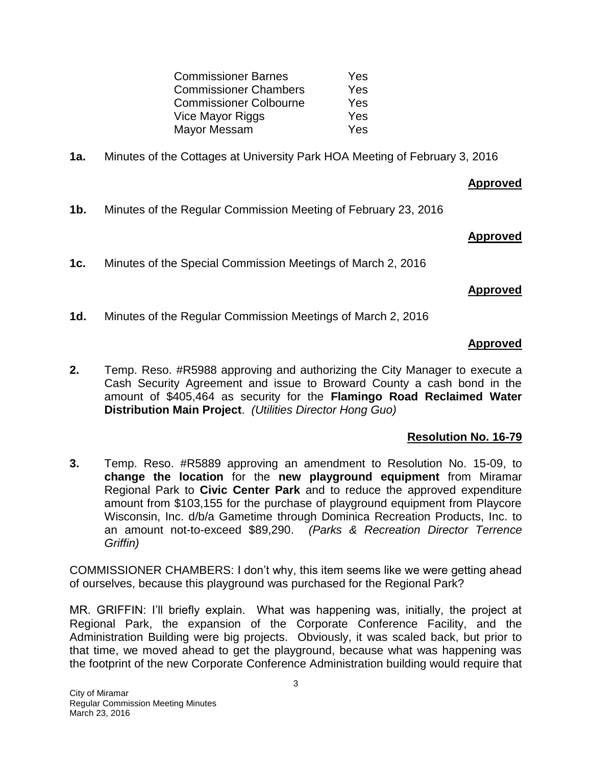| | |
|---|---|
| Commissioner Barnes | Yes |
| Commissioner Chambers | Yes |
| Commissioner Colbourne | Yes |
| Vice Mayor Riggs | Yes |
| Mayor Messam | Yes |

**1a.** Minutes of the Cottages at University Park HOA Meeting of February 3, 2016

**Approved**

**1b.** Minutes of the Regular Commission Meeting of February 23, 2016

**Approved**

**1c.** Minutes of the Special Commission Meetings of March 2, 2016

**Approved**

**1d.** Minutes of the Regular Commission Meetings of March 2, 2016

**Approved**

**2.** Temp. Reso. #R5988 approving and authorizing the City Manager to execute a Cash Security Agreement and issue to Broward County a cash bond in the amount of $405,464 as security for the **Flamingo Road Reclaimed Water Distribution Main Project**. *(Utilities Director Hong Guo)*

**Resolution No. 16-79**

**3.** Temp. Reso. #R5889 approving an amendment to Resolution No. 15-09, to **change the location** for the **new playground equipment** from Miramar Regional Park to **Civic Center Park** and to reduce the approved expenditure amount from $103,155 for the purchase of playground equipment from Playcore Wisconsin, Inc. d/b/a Gametime through Dominica Recreation Products, Inc. to an amount not-to-exceed $89,290. *(Parks & Recreation Director Terrence Griffin)*

COMMISSIONER CHAMBERS: I don't why, this item seems like we were getting ahead of ourselves, because this playground was purchased for the Regional Park?

MR. GRIFFIN: I'll briefly explain. What was happening was, initially, the project at Regional Park, the expansion of the Corporate Conference Facility, and the Administration Building were big projects. Obviously, it was scaled back, but prior to that time, we moved ahead to get the playground, because what was happening was the footprint of the new Corporate Conference Administration building would require that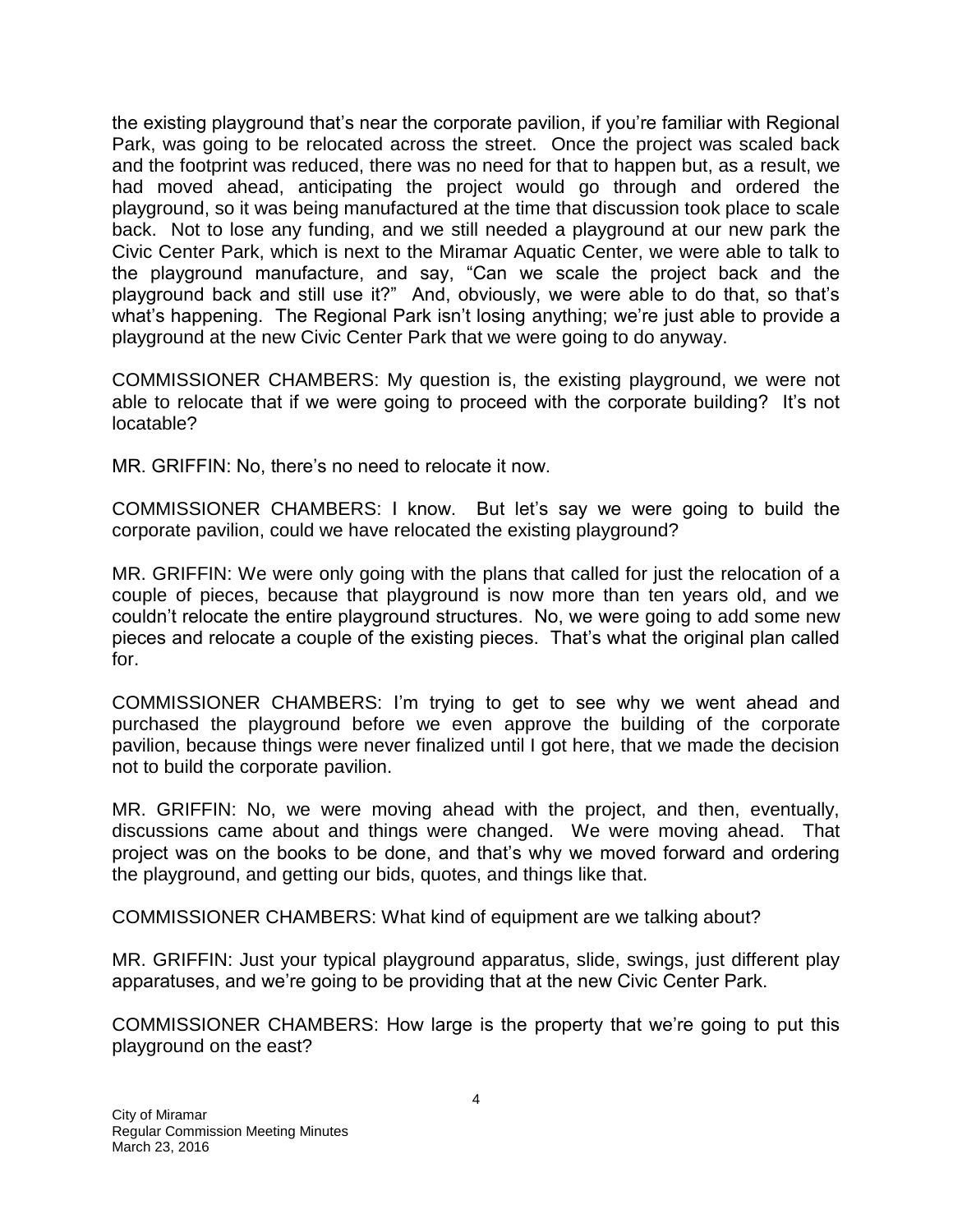the existing playground that's near the corporate pavilion, if you're familiar with Regional Park, was going to be relocated across the street. Once the project was scaled back and the footprint was reduced, there was no need for that to happen but, as a result, we had moved ahead, anticipating the project would go through and ordered the playground, so it was being manufactured at the time that discussion took place to scale back. Not to lose any funding, and we still needed a playground at our new park the Civic Center Park, which is next to the Miramar Aquatic Center, we were able to talk to the playground manufacture, and say, "Can we scale the project back and the playground back and still use it?" And, obviously, we were able to do that, so that's what's happening. The Regional Park isn't losing anything; we're just able to provide a playground at the new Civic Center Park that we were going to do anyway.

COMMISSIONER CHAMBERS: My question is, the existing playground, we were not able to relocate that if we were going to proceed with the corporate building? It's not locatable?

MR. GRIFFIN: No, there's no need to relocate it now.

COMMISSIONER CHAMBERS: I know. But let's say we were going to build the corporate pavilion, could we have relocated the existing playground?

MR. GRIFFIN: We were only going with the plans that called for just the relocation of a couple of pieces, because that playground is now more than ten years old, and we couldn't relocate the entire playground structures. No, we were going to add some new pieces and relocate a couple of the existing pieces. That's what the original plan called for.

COMMISSIONER CHAMBERS: I'm trying to get to see why we went ahead and purchased the playground before we even approve the building of the corporate pavilion, because things were never finalized until I got here, that we made the decision not to build the corporate pavilion.

MR. GRIFFIN: No, we were moving ahead with the project, and then, eventually, discussions came about and things were changed. We were moving ahead. That project was on the books to be done, and that's why we moved forward and ordering the playground, and getting our bids, quotes, and things like that.

COMMISSIONER CHAMBERS: What kind of equipment are we talking about?

MR. GRIFFIN: Just your typical playground apparatus, slide, swings, just different play apparatuses, and we're going to be providing that at the new Civic Center Park.

COMMISSIONER CHAMBERS: How large is the property that we're going to put this playground on the east?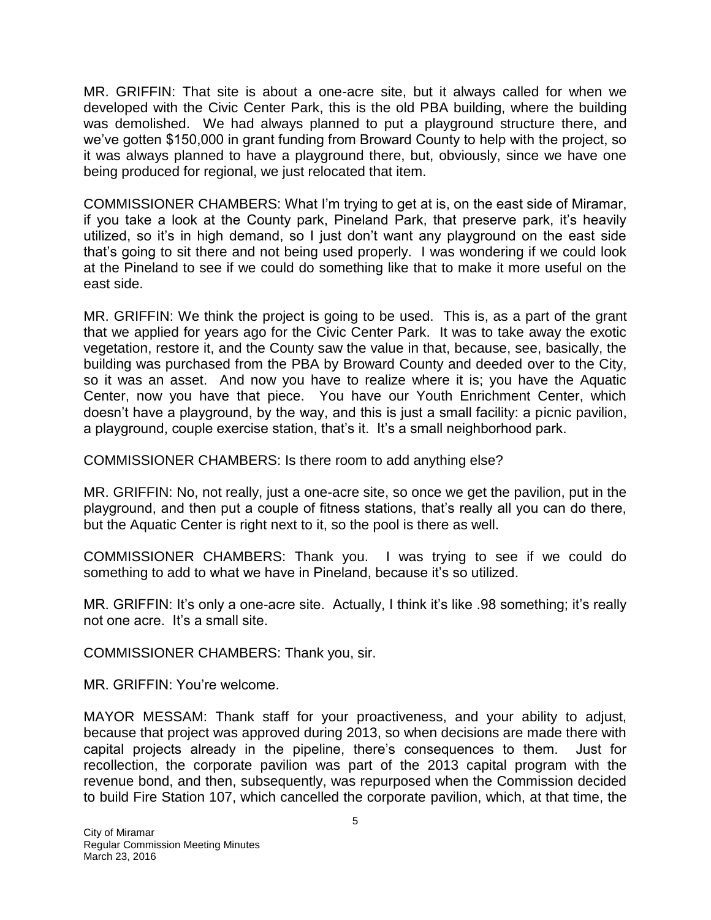MR. GRIFFIN: That site is about a one-acre site, but it always called for when we developed with the Civic Center Park, this is the old PBA building, where the building was demolished. We had always planned to put a playground structure there, and we've gotten $150,000 in grant funding from Broward County to help with the project, so it was always planned to have a playground there, but, obviously, since we have one being produced for regional, we just relocated that item.

COMMISSIONER CHAMBERS: What I'm trying to get at is, on the east side of Miramar, if you take a look at the County park, Pineland Park, that preserve park, it's heavily utilized, so it's in high demand, so I just don't want any playground on the east side that's going to sit there and not being used properly. I was wondering if we could look at the Pineland to see if we could do something like that to make it more useful on the east side.

MR. GRIFFIN: We think the project is going to be used. This is, as a part of the grant that we applied for years ago for the Civic Center Park. It was to take away the exotic vegetation, restore it, and the County saw the value in that, because, see, basically, the building was purchased from the PBA by Broward County and deeded over to the City, so it was an asset. And now you have to realize where it is; you have the Aquatic Center, now you have that piece. You have our Youth Enrichment Center, which doesn't have a playground, by the way, and this is just a small facility: a picnic pavilion, a playground, couple exercise station, that's it. It's a small neighborhood park.

COMMISSIONER CHAMBERS: Is there room to add anything else?

MR. GRIFFIN: No, not really, just a one-acre site, so once we get the pavilion, put in the playground, and then put a couple of fitness stations, that's really all you can do there, but the Aquatic Center is right next to it, so the pool is there as well.

COMMISSIONER CHAMBERS: Thank you. I was trying to see if we could do something to add to what we have in Pineland, because it's so utilized.

MR. GRIFFIN: It's only a one-acre site. Actually, I think it's like .98 something; it's really not one acre. It's a small site.

COMMISSIONER CHAMBERS: Thank you, sir.

MR. GRIFFIN: You're welcome.

MAYOR MESSAM: Thank staff for your proactiveness, and your ability to adjust, because that project was approved during 2013, so when decisions are made there with capital projects already in the pipeline, there's consequences to them. Just for recollection, the corporate pavilion was part of the 2013 capital program with the revenue bond, and then, subsequently, was repurposed when the Commission decided to build Fire Station 107, which cancelled the corporate pavilion, which, at that time, the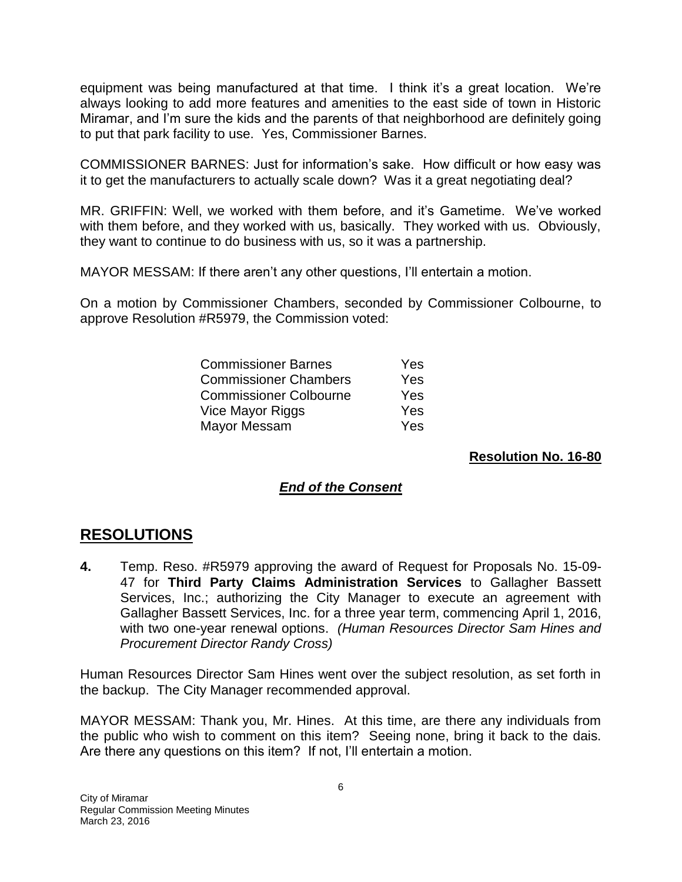equipment was being manufactured at that time. I think it's a great location. We're always looking to add more features and amenities to the east side of town in Historic Miramar, and I'm sure the kids and the parents of that neighborhood are definitely going to put that park facility to use. Yes, Commissioner Barnes.

COMMISSIONER BARNES: Just for information's sake. How difficult or how easy was it to get the manufacturers to actually scale down? Was it a great negotiating deal?

MR. GRIFFIN: Well, we worked with them before, and it's Gametime. We've worked with them before, and they worked with us, basically. They worked with us. Obviously, they want to continue to do business with us, so it was a partnership.

MAYOR MESSAM: If there aren't any other questions, I'll entertain a motion.

On a motion by Commissioner Chambers, seconded by Commissioner Colbourne, to approve Resolution #R5979, the Commission voted:

| | |
|---|---|
| Commissioner Barnes | Yes |
| Commissioner Chambers | Yes |
| Commissioner Colbourne | Yes |
| Vice Mayor Riggs | Yes |
| Mayor Messam | Yes |

**Resolution No. 16-80**

***End of the Consent***

## RESOLUTIONS

**4.** Temp. Reso. #R5979 approving the award of Request for Proposals No. 15-09-47 for **Third Party Claims Administration Services** to Gallagher Bassett Services, Inc.; authorizing the City Manager to execute an agreement with Gallagher Bassett Services, Inc. for a three year term, commencing April 1, 2016, with two one-year renewal options. *(Human Resources Director Sam Hines and Procurement Director Randy Cross)*

Human Resources Director Sam Hines went over the subject resolution, as set forth in the backup. The City Manager recommended approval.

MAYOR MESSAM: Thank you, Mr. Hines. At this time, are there any individuals from the public who wish to comment on this item? Seeing none, bring it back to the dais. Are there any questions on this item? If not, I'll entertain a motion.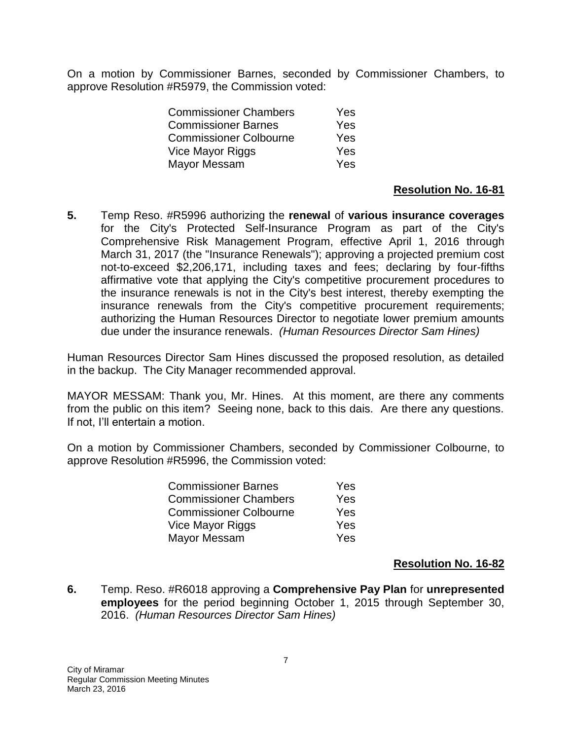On a motion by Commissioner Barnes, seconded by Commissioner Chambers, to approve Resolution #R5979, the Commission voted:

| | |
|---|---|
| Commissioner Chambers | Yes |
| Commissioner Barnes | Yes |
| Commissioner Colbourne | Yes |
| Vice Mayor Riggs | Yes |
| Mayor Messam | Yes |

**Resolution No. 16-81**

**5.** Temp Reso. #R5996 authorizing the **renewal** of **various insurance coverages** for the City's Protected Self-Insurance Program as part of the City's Comprehensive Risk Management Program, effective April 1, 2016 through March 31, 2017 (the "Insurance Renewals"); approving a projected premium cost not-to-exceed $2,206,171, including taxes and fees; declaring by four-fifths affirmative vote that applying the City's competitive procurement procedures to the insurance renewals is not in the City's best interest, thereby exempting the insurance renewals from the City's competitive procurement requirements; authorizing the Human Resources Director to negotiate lower premium amounts due under the insurance renewals. *(Human Resources Director Sam Hines)*

Human Resources Director Sam Hines discussed the proposed resolution, as detailed in the backup. The City Manager recommended approval.

MAYOR MESSAM: Thank you, Mr. Hines. At this moment, are there any comments from the public on this item? Seeing none, back to this dais. Are there any questions. If not, I'll entertain a motion.

On a motion by Commissioner Chambers, seconded by Commissioner Colbourne, to approve Resolution #R5996, the Commission voted:

| | |
|---|---|
| Commissioner Barnes | Yes |
| Commissioner Chambers | Yes |
| Commissioner Colbourne | Yes |
| Vice Mayor Riggs | Yes |
| Mayor Messam | Yes |

**Resolution No. 16-82**

**6.** Temp. Reso. #R6018 approving a **Comprehensive Pay Plan** for **unrepresented employees** for the period beginning October 1, 2015 through September 30, 2016. *(Human Resources Director Sam Hines)*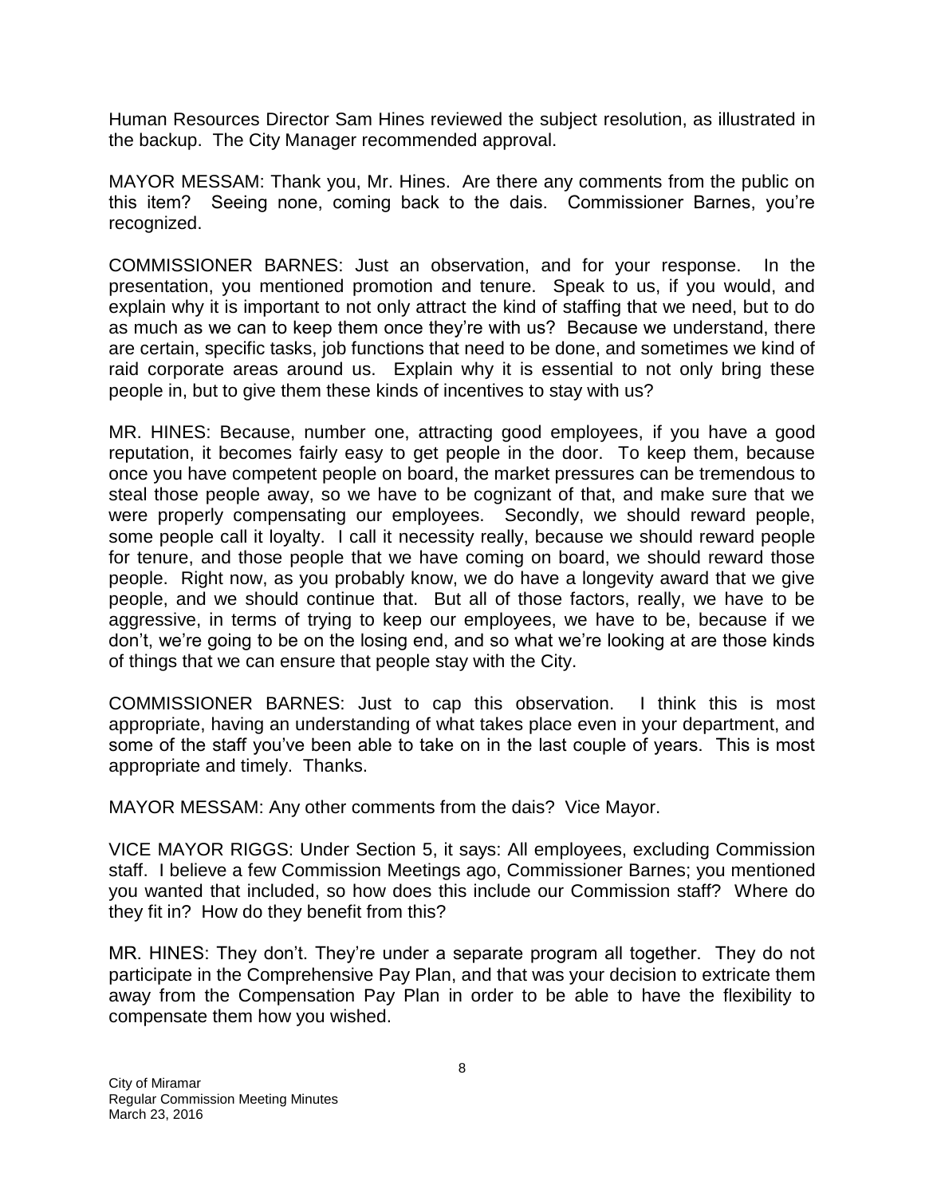Human Resources Director Sam Hines reviewed the subject resolution, as illustrated in the backup. The City Manager recommended approval.

MAYOR MESSAM: Thank you, Mr. Hines. Are there any comments from the public on this item? Seeing none, coming back to the dais. Commissioner Barnes, you're recognized.

COMMISSIONER BARNES: Just an observation, and for your response. In the presentation, you mentioned promotion and tenure. Speak to us, if you would, and explain why it is important to not only attract the kind of staffing that we need, but to do as much as we can to keep them once they're with us? Because we understand, there are certain, specific tasks, job functions that need to be done, and sometimes we kind of raid corporate areas around us. Explain why it is essential to not only bring these people in, but to give them these kinds of incentives to stay with us?

MR. HINES: Because, number one, attracting good employees, if you have a good reputation, it becomes fairly easy to get people in the door. To keep them, because once you have competent people on board, the market pressures can be tremendous to steal those people away, so we have to be cognizant of that, and make sure that we were properly compensating our employees. Secondly, we should reward people, some people call it loyalty. I call it necessity really, because we should reward people for tenure, and those people that we have coming on board, we should reward those people. Right now, as you probably know, we do have a longevity award that we give people, and we should continue that. But all of those factors, really, we have to be aggressive, in terms of trying to keep our employees, we have to be, because if we don't, we're going to be on the losing end, and so what we're looking at are those kinds of things that we can ensure that people stay with the City.

COMMISSIONER BARNES: Just to cap this observation. I think this is most appropriate, having an understanding of what takes place even in your department, and some of the staff you've been able to take on in the last couple of years. This is most appropriate and timely. Thanks.

MAYOR MESSAM: Any other comments from the dais? Vice Mayor.

VICE MAYOR RIGGS: Under Section 5, it says: All employees, excluding Commission staff. I believe a few Commission Meetings ago, Commissioner Barnes; you mentioned you wanted that included, so how does this include our Commission staff? Where do they fit in? How do they benefit from this?

MR. HINES: They don't. They're under a separate program all together. They do not participate in the Comprehensive Pay Plan, and that was your decision to extricate them away from the Compensation Pay Plan in order to be able to have the flexibility to compensate them how you wished.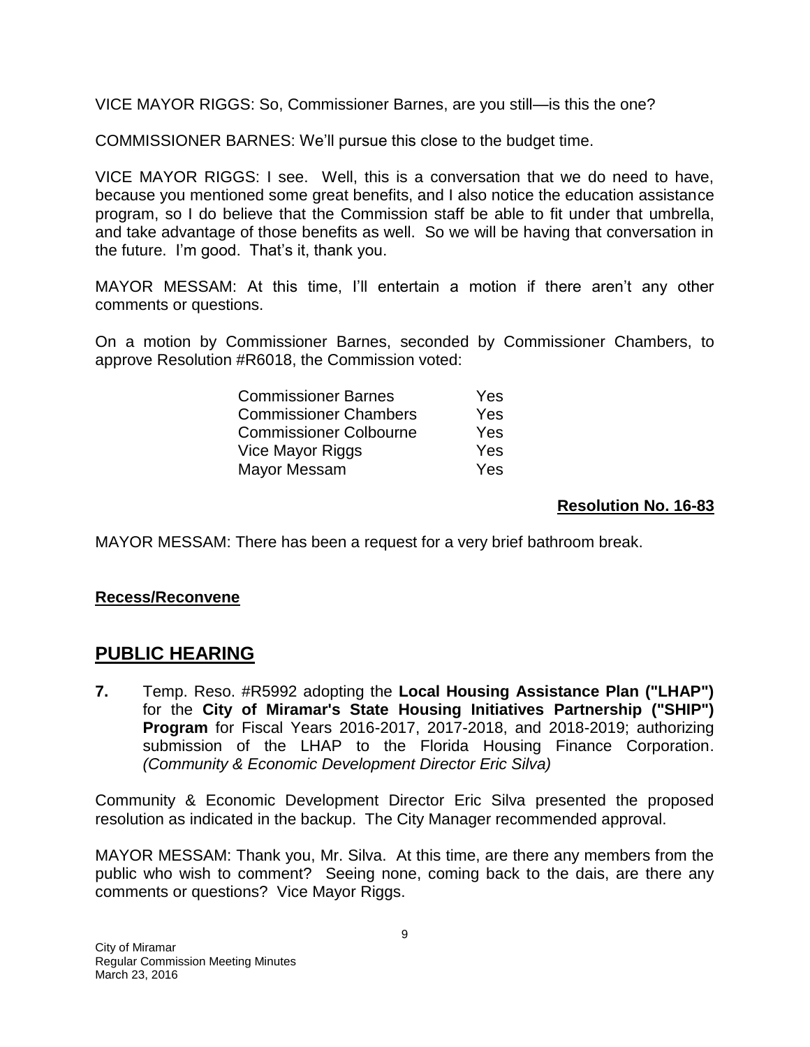VICE MAYOR RIGGS: So, Commissioner Barnes, are you still—is this the one?

COMMISSIONER BARNES: We'll pursue this close to the budget time.

VICE MAYOR RIGGS: I see. Well, this is a conversation that we do need to have, because you mentioned some great benefits, and I also notice the education assistance program, so I do believe that the Commission staff be able to fit under that umbrella, and take advantage of those benefits as well. So we will be having that conversation in the future. I'm good. That's it, thank you.

MAYOR MESSAM: At this time, I'll entertain a motion if there aren't any other comments or questions.

On a motion by Commissioner Barnes, seconded by Commissioner Chambers, to approve Resolution #R6018, the Commission voted:

| | |
|---|---|
| Commissioner Barnes | Yes |
| Commissioner Chambers | Yes |
| Commissioner Colbourne | Yes |
| Vice Mayor Riggs | Yes |
| Mayor Messam | Yes |

**Resolution No. 16-83**

MAYOR MESSAM: There has been a request for a very brief bathroom break.

**Recess/Reconvene**

## PUBLIC HEARING

**7.** Temp. Reso. #R5992 adopting the **Local Housing Assistance Plan ("LHAP")** for the **City of Miramar's State Housing Initiatives Partnership ("SHIP") Program** for Fiscal Years 2016-2017, 2017-2018, and 2018-2019; authorizing submission of the LHAP to the Florida Housing Finance Corporation. *(Community & Economic Development Director Eric Silva)*

Community & Economic Development Director Eric Silva presented the proposed resolution as indicated in the backup. The City Manager recommended approval.

MAYOR MESSAM: Thank you, Mr. Silva. At this time, are there any members from the public who wish to comment? Seeing none, coming back to the dais, are there any comments or questions? Vice Mayor Riggs.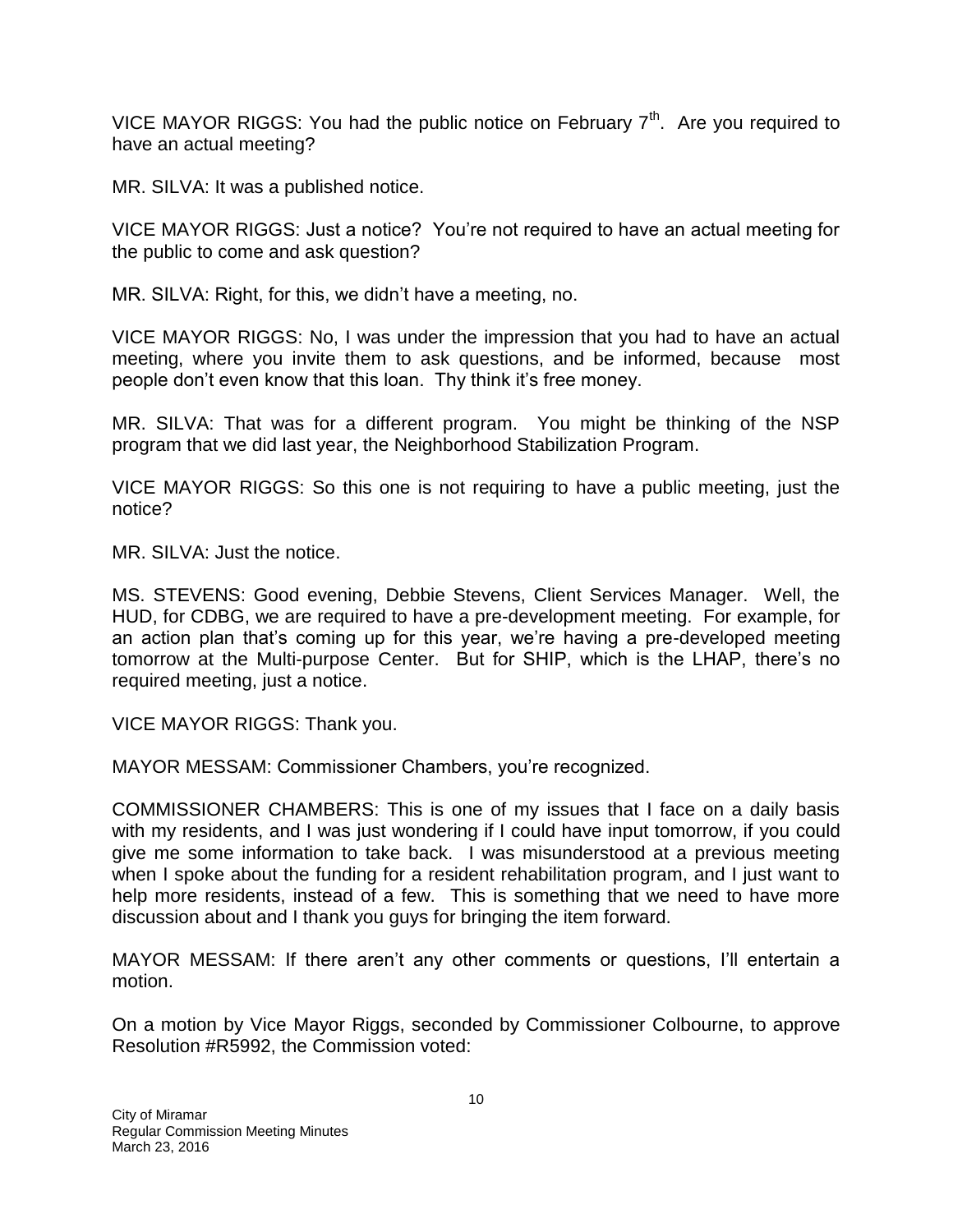VICE MAYOR RIGGS: You had the public notice on February 7th. Are you required to have an actual meeting?

MR. SILVA: It was a published notice.

VICE MAYOR RIGGS: Just a notice? You're not required to have an actual meeting for the public to come and ask question?

MR. SILVA: Right, for this, we didn't have a meeting, no.

VICE MAYOR RIGGS: No, I was under the impression that you had to have an actual meeting, where you invite them to ask questions, and be informed, because most people don't even know that this loan. Thy think it's free money.

MR. SILVA: That was for a different program. You might be thinking of the NSP program that we did last year, the Neighborhood Stabilization Program.

VICE MAYOR RIGGS: So this one is not requiring to have a public meeting, just the notice?

MR. SILVA: Just the notice.

MS. STEVENS: Good evening, Debbie Stevens, Client Services Manager. Well, the HUD, for CDBG, we are required to have a pre-development meeting. For example, for an action plan that's coming up for this year, we're having a pre-developed meeting tomorrow at the Multi-purpose Center. But for SHIP, which is the LHAP, there's no required meeting, just a notice.

VICE MAYOR RIGGS: Thank you.

MAYOR MESSAM: Commissioner Chambers, you're recognized.

COMMISSIONER CHAMBERS: This is one of my issues that I face on a daily basis with my residents, and I was just wondering if I could have input tomorrow, if you could give me some information to take back. I was misunderstood at a previous meeting when I spoke about the funding for a resident rehabilitation program, and I just want to help more residents, instead of a few. This is something that we need to have more discussion about and I thank you guys for bringing the item forward.

MAYOR MESSAM: If there aren't any other comments or questions, I'll entertain a motion.

On a motion by Vice Mayor Riggs, seconded by Commissioner Colbourne, to approve Resolution #R5992, the Commission voted: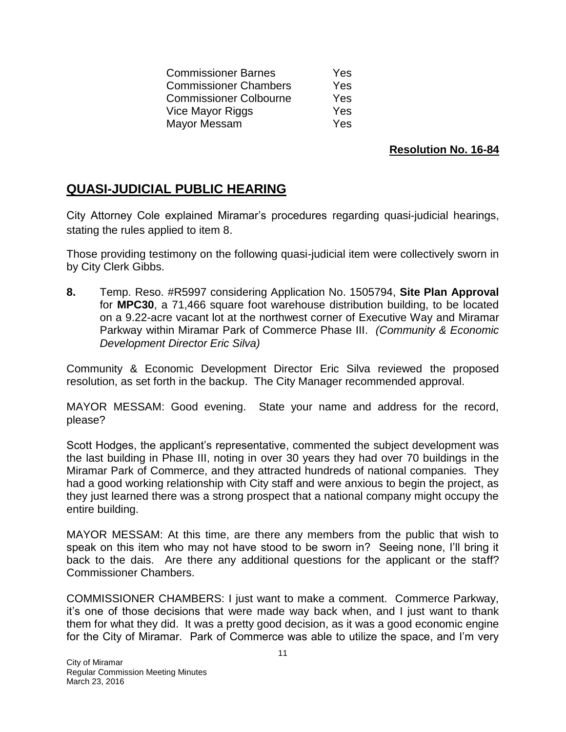| | |
|---|---|
| Commissioner Barnes | Yes |
| Commissioner Chambers | Yes |
| Commissioner Colbourne | Yes |
| Vice Mayor Riggs | Yes |
| Mayor Messam | Yes |

**Resolution No. 16-84**

## QUASI-JUDICIAL PUBLIC HEARING

City Attorney Cole explained Miramar's procedures regarding quasi-judicial hearings, stating the rules applied to item 8.

Those providing testimony on the following quasi-judicial item were collectively sworn in by City Clerk Gibbs.

**8.** Temp. Reso. #R5997 considering Application No. 1505794, **Site Plan Approval** for **MPC30**, a 71,466 square foot warehouse distribution building, to be located on a 9.22-acre vacant lot at the northwest corner of Executive Way and Miramar Parkway within Miramar Park of Commerce Phase III. *(Community & Economic Development Director Eric Silva)*

Community & Economic Development Director Eric Silva reviewed the proposed resolution, as set forth in the backup. The City Manager recommended approval.

MAYOR MESSAM: Good evening. State your name and address for the record, please?

Scott Hodges, the applicant's representative, commented the subject development was the last building in Phase III, noting in over 30 years they had over 70 buildings in the Miramar Park of Commerce, and they attracted hundreds of national companies. They had a good working relationship with City staff and were anxious to begin the project, as they just learned there was a strong prospect that a national company might occupy the entire building.

MAYOR MESSAM: At this time, are there any members from the public that wish to speak on this item who may not have stood to be sworn in? Seeing none, I'll bring it back to the dais. Are there any additional questions for the applicant or the staff? Commissioner Chambers.

COMMISSIONER CHAMBERS: I just want to make a comment. Commerce Parkway, it's one of those decisions that were made way back when, and I just want to thank them for what they did. It was a pretty good decision, as it was a good economic engine for the City of Miramar. Park of Commerce was able to utilize the space, and I'm very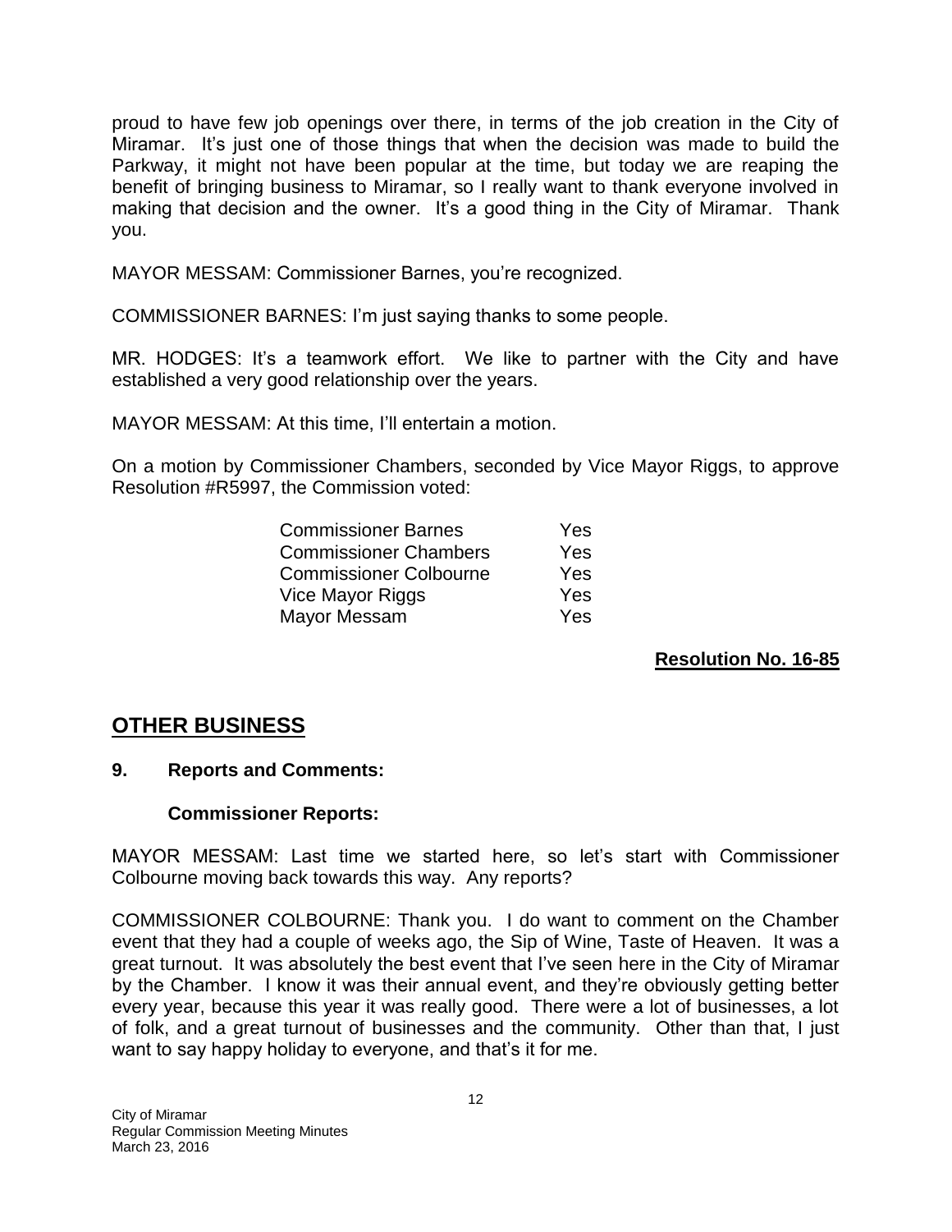proud to have few job openings over there, in terms of the job creation in the City of Miramar. It's just one of those things that when the decision was made to build the Parkway, it might not have been popular at the time, but today we are reaping the benefit of bringing business to Miramar, so I really want to thank everyone involved in making that decision and the owner. It's a good thing in the City of Miramar. Thank you.

MAYOR MESSAM: Commissioner Barnes, you're recognized.

COMMISSIONER BARNES: I'm just saying thanks to some people.

MR. HODGES: It's a teamwork effort. We like to partner with the City and have established a very good relationship over the years.

MAYOR MESSAM: At this time, I'll entertain a motion.

On a motion by Commissioner Chambers, seconded by Vice Mayor Riggs, to approve Resolution #R5997, the Commission voted:

| | |
|---|---|
| Commissioner Barnes | Yes |
| Commissioner Chambers | Yes |
| Commissioner Colbourne | Yes |
| Vice Mayor Riggs | Yes |
| Mayor Messam | Yes |

**Resolution No. 16-85**

## OTHER BUSINESS

### 9. Reports and Comments:

**Commissioner Reports:**

MAYOR MESSAM: Last time we started here, so let's start with Commissioner Colbourne moving back towards this way. Any reports?

COMMISSIONER COLBOURNE: Thank you. I do want to comment on the Chamber event that they had a couple of weeks ago, the Sip of Wine, Taste of Heaven. It was a great turnout. It was absolutely the best event that I've seen here in the City of Miramar by the Chamber. I know it was their annual event, and they're obviously getting better every year, because this year it was really good. There were a lot of businesses, a lot of folk, and a great turnout of businesses and the community. Other than that, I just want to say happy holiday to everyone, and that's it for me.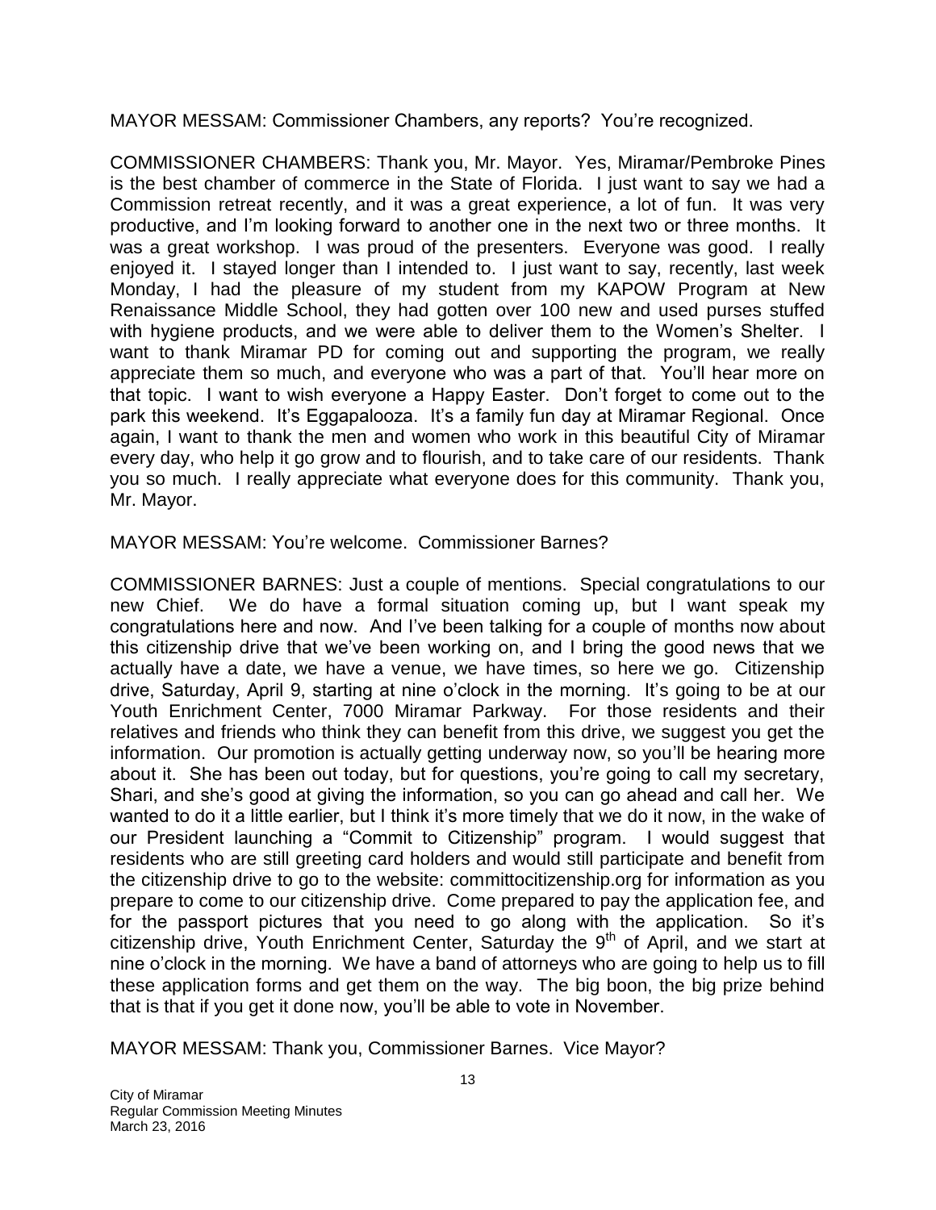MAYOR MESSAM: Commissioner Chambers, any reports? You're recognized.

COMMISSIONER CHAMBERS: Thank you, Mr. Mayor. Yes, Miramar/Pembroke Pines is the best chamber of commerce in the State of Florida. I just want to say we had a Commission retreat recently, and it was a great experience, a lot of fun. It was very productive, and I'm looking forward to another one in the next two or three months. It was a great workshop. I was proud of the presenters. Everyone was good. I really enjoyed it. I stayed longer than I intended to. I just want to say, recently, last week Monday, I had the pleasure of my student from my KAPOW Program at New Renaissance Middle School, they had gotten over 100 new and used purses stuffed with hygiene products, and we were able to deliver them to the Women's Shelter. I want to thank Miramar PD for coming out and supporting the program, we really appreciate them so much, and everyone who was a part of that. You'll hear more on that topic. I want to wish everyone a Happy Easter. Don't forget to come out to the park this weekend. It's Eggapalooza. It's a family fun day at Miramar Regional. Once again, I want to thank the men and women who work in this beautiful City of Miramar every day, who help it go grow and to flourish, and to take care of our residents. Thank you so much. I really appreciate what everyone does for this community. Thank you, Mr. Mayor.

MAYOR MESSAM: You're welcome. Commissioner Barnes?

COMMISSIONER BARNES: Just a couple of mentions. Special congratulations to our new Chief. We do have a formal situation coming up, but I want speak my congratulations here and now. And I've been talking for a couple of months now about this citizenship drive that we've been working on, and I bring the good news that we actually have a date, we have a venue, we have times, so here we go. Citizenship drive, Saturday, April 9, starting at nine o'clock in the morning. It's going to be at our Youth Enrichment Center, 7000 Miramar Parkway. For those residents and their relatives and friends who think they can benefit from this drive, we suggest you get the information. Our promotion is actually getting underway now, so you'll be hearing more about it. She has been out today, but for questions, you're going to call my secretary, Shari, and she's good at giving the information, so you can go ahead and call her. We wanted to do it a little earlier, but I think it's more timely that we do it now, in the wake of our President launching a "Commit to Citizenship" program. I would suggest that residents who are still greeting card holders and would still participate and benefit from the citizenship drive to go to the website: committocitizenship.org for information as you prepare to come to our citizenship drive. Come prepared to pay the application fee, and for the passport pictures that you need to go along with the application. So it's citizenship drive, Youth Enrichment Center, Saturday the 9th of April, and we start at nine o'clock in the morning. We have a band of attorneys who are going to help us to fill these application forms and get them on the way. The big boon, the big prize behind that is that if you get it done now, you'll be able to vote in November.

MAYOR MESSAM: Thank you, Commissioner Barnes. Vice Mayor?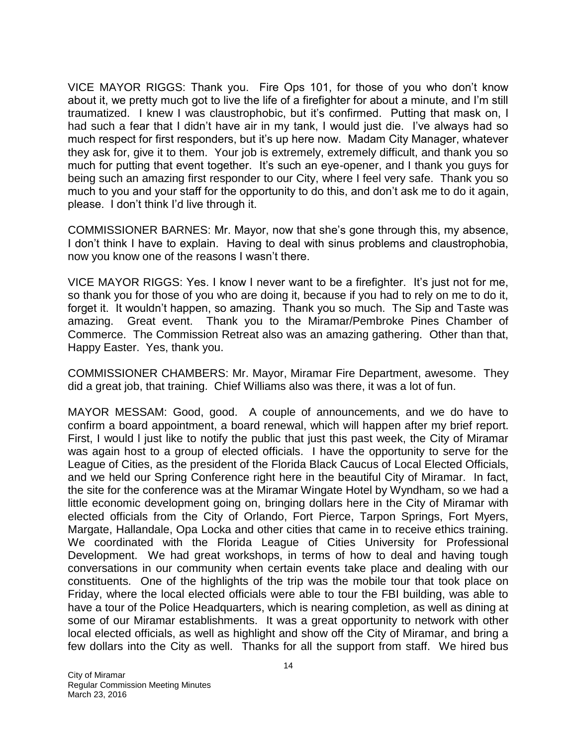VICE MAYOR RIGGS: Thank you. Fire Ops 101, for those of you who don't know about it, we pretty much got to live the life of a firefighter for about a minute, and I'm still traumatized. I knew I was claustrophobic, but it's confirmed. Putting that mask on, I had such a fear that I didn't have air in my tank, I would just die. I've always had so much respect for first responders, but it's up here now. Madam City Manager, whatever they ask for, give it to them. Your job is extremely, extremely difficult, and thank you so much for putting that event together. It's such an eye-opener, and I thank you guys for being such an amazing first responder to our City, where I feel very safe. Thank you so much to you and your staff for the opportunity to do this, and don't ask me to do it again, please. I don't think I'd live through it.

COMMISSIONER BARNES: Mr. Mayor, now that she's gone through this, my absence, I don't think I have to explain. Having to deal with sinus problems and claustrophobia, now you know one of the reasons I wasn't there.

VICE MAYOR RIGGS: Yes. I know I never want to be a firefighter. It's just not for me, so thank you for those of you who are doing it, because if you had to rely on me to do it, forget it. It wouldn't happen, so amazing. Thank you so much. The Sip and Taste was amazing. Great event. Thank you to the Miramar/Pembroke Pines Chamber of Commerce. The Commission Retreat also was an amazing gathering. Other than that, Happy Easter. Yes, thank you.

COMMISSIONER CHAMBERS: Mr. Mayor, Miramar Fire Department, awesome. They did a great job, that training. Chief Williams also was there, it was a lot of fun.

MAYOR MESSAM: Good, good. A couple of announcements, and we do have to confirm a board appointment, a board renewal, which will happen after my brief report. First, I would I just like to notify the public that just this past week, the City of Miramar was again host to a group of elected officials. I have the opportunity to serve for the League of Cities, as the president of the Florida Black Caucus of Local Elected Officials, and we held our Spring Conference right here in the beautiful City of Miramar. In fact, the site for the conference was at the Miramar Wingate Hotel by Wyndham, so we had a little economic development going on, bringing dollars here in the City of Miramar with elected officials from the City of Orlando, Fort Pierce, Tarpon Springs, Fort Myers, Margate, Hallandale, Opa Locka and other cities that came in to receive ethics training. We coordinated with the Florida League of Cities University for Professional Development. We had great workshops, in terms of how to deal and having tough conversations in our community when certain events take place and dealing with our constituents. One of the highlights of the trip was the mobile tour that took place on Friday, where the local elected officials were able to tour the FBI building, was able to have a tour of the Police Headquarters, which is nearing completion, as well as dining at some of our Miramar establishments. It was a great opportunity to network with other local elected officials, as well as highlight and show off the City of Miramar, and bring a few dollars into the City as well. Thanks for all the support from staff. We hired bus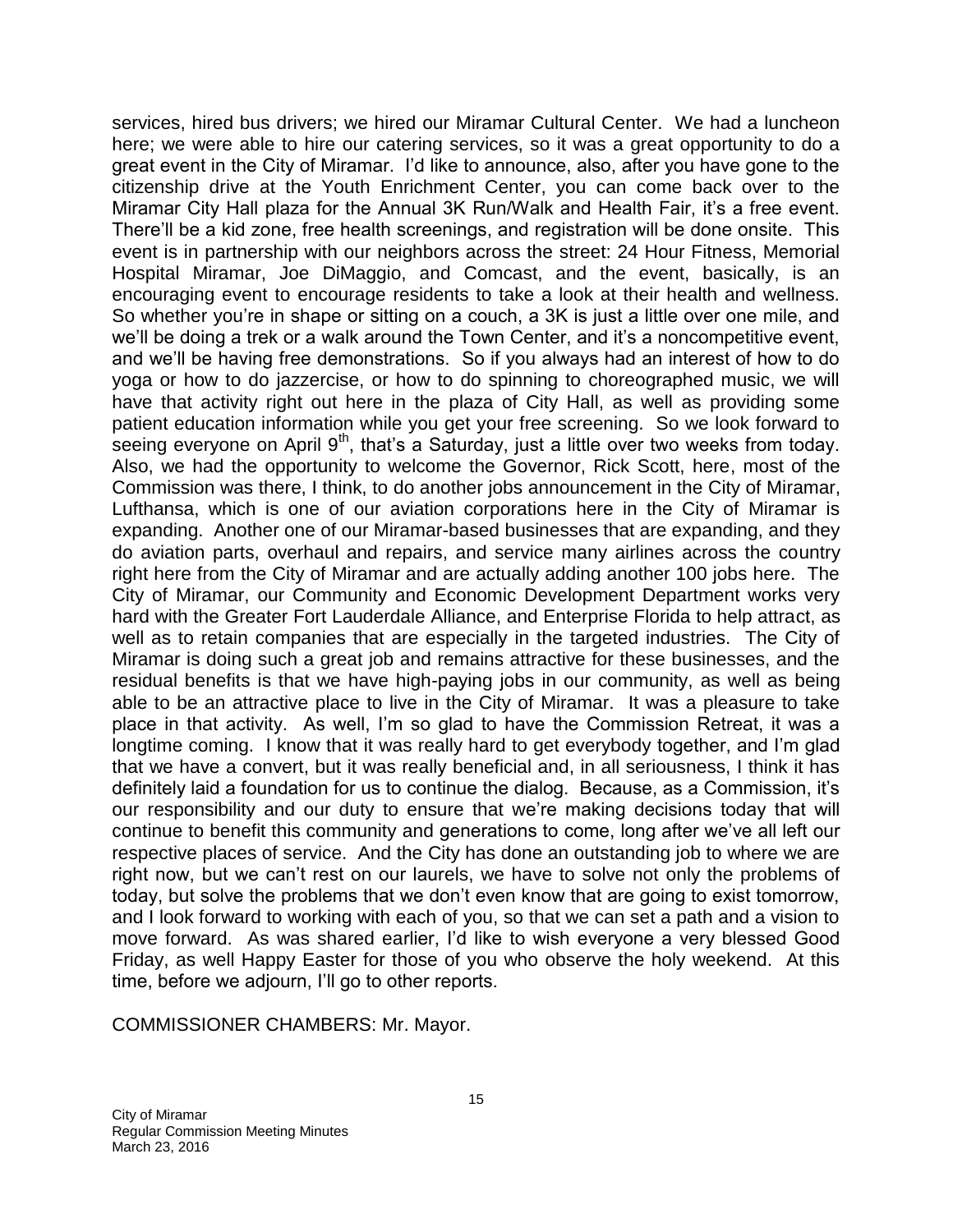services, hired bus drivers; we hired our Miramar Cultural Center. We had a luncheon here; we were able to hire our catering services, so it was a great opportunity to do a great event in the City of Miramar. I'd like to announce, also, after you have gone to the citizenship drive at the Youth Enrichment Center, you can come back over to the Miramar City Hall plaza for the Annual 3K Run/Walk and Health Fair, it's a free event. There'll be a kid zone, free health screenings, and registration will be done onsite. This event is in partnership with our neighbors across the street: 24 Hour Fitness, Memorial Hospital Miramar, Joe DiMaggio, and Comcast, and the event, basically, is an encouraging event to encourage residents to take a look at their health and wellness. So whether you're in shape or sitting on a couch, a 3K is just a little over one mile, and we'll be doing a trek or a walk around the Town Center, and it's a noncompetitive event, and we'll be having free demonstrations. So if you always had an interest of how to do yoga or how to do jazzercise, or how to do spinning to choreographed music, we will have that activity right out here in the plaza of City Hall, as well as providing some patient education information while you get your free screening. So we look forward to seeing everyone on April 9th, that's a Saturday, just a little over two weeks from today. Also, we had the opportunity to welcome the Governor, Rick Scott, here, most of the Commission was there, I think, to do another jobs announcement in the City of Miramar, Lufthansa, which is one of our aviation corporations here in the City of Miramar is expanding. Another one of our Miramar-based businesses that are expanding, and they do aviation parts, overhaul and repairs, and service many airlines across the country right here from the City of Miramar and are actually adding another 100 jobs here. The City of Miramar, our Community and Economic Development Department works very hard with the Greater Fort Lauderdale Alliance, and Enterprise Florida to help attract, as well as to retain companies that are especially in the targeted industries. The City of Miramar is doing such a great job and remains attractive for these businesses, and the residual benefits is that we have high-paying jobs in our community, as well as being able to be an attractive place to live in the City of Miramar. It was a pleasure to take place in that activity. As well, I'm so glad to have the Commission Retreat, it was a longtime coming. I know that it was really hard to get everybody together, and I'm glad that we have a convert, but it was really beneficial and, in all seriousness, I think it has definitely laid a foundation for us to continue the dialog. Because, as a Commission, it's our responsibility and our duty to ensure that we're making decisions today that will continue to benefit this community and generations to come, long after we've all left our respective places of service. And the City has done an outstanding job to where we are right now, but we can't rest on our laurels, we have to solve not only the problems of today, but solve the problems that we don't even know that are going to exist tomorrow, and I look forward to working with each of you, so that we can set a path and a vision to move forward. As was shared earlier, I'd like to wish everyone a very blessed Good Friday, as well Happy Easter for those of you who observe the holy weekend. At this time, before we adjourn, I'll go to other reports.

COMMISSIONER CHAMBERS: Mr. Mayor.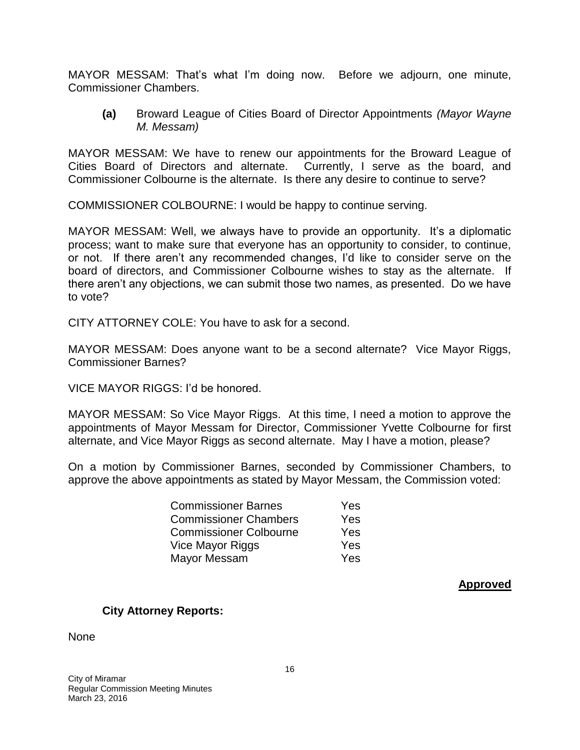MAYOR MESSAM: That's what I'm doing now. Before we adjourn, one minute, Commissioner Chambers.

**(a)** Broward League of Cities Board of Director Appointments *(Mayor Wayne M. Messam)*

MAYOR MESSAM: We have to renew our appointments for the Broward League of Cities Board of Directors and alternate. Currently, I serve as the board, and Commissioner Colbourne is the alternate. Is there any desire to continue to serve?

COMMISSIONER COLBOURNE: I would be happy to continue serving.

MAYOR MESSAM: Well, we always have to provide an opportunity. It's a diplomatic process; want to make sure that everyone has an opportunity to consider, to continue, or not. If there aren't any recommended changes, I'd like to consider serve on the board of directors, and Commissioner Colbourne wishes to stay as the alternate. If there aren't any objections, we can submit those two names, as presented. Do we have to vote?

CITY ATTORNEY COLE: You have to ask for a second.

MAYOR MESSAM: Does anyone want to be a second alternate? Vice Mayor Riggs, Commissioner Barnes?

VICE MAYOR RIGGS: I'd be honored.

MAYOR MESSAM: So Vice Mayor Riggs. At this time, I need a motion to approve the appointments of Mayor Messam for Director, Commissioner Yvette Colbourne for first alternate, and Vice Mayor Riggs as second alternate. May I have a motion, please?

On a motion by Commissioner Barnes, seconded by Commissioner Chambers, to approve the above appointments as stated by Mayor Messam, the Commission voted:

| | |
|---|---|
| Commissioner Barnes | Yes |
| Commissioner Chambers | Yes |
| Commissioner Colbourne | Yes |
| Vice Mayor Riggs | Yes |
| Mayor Messam | Yes |

**Approved**

**City Attorney Reports:**

None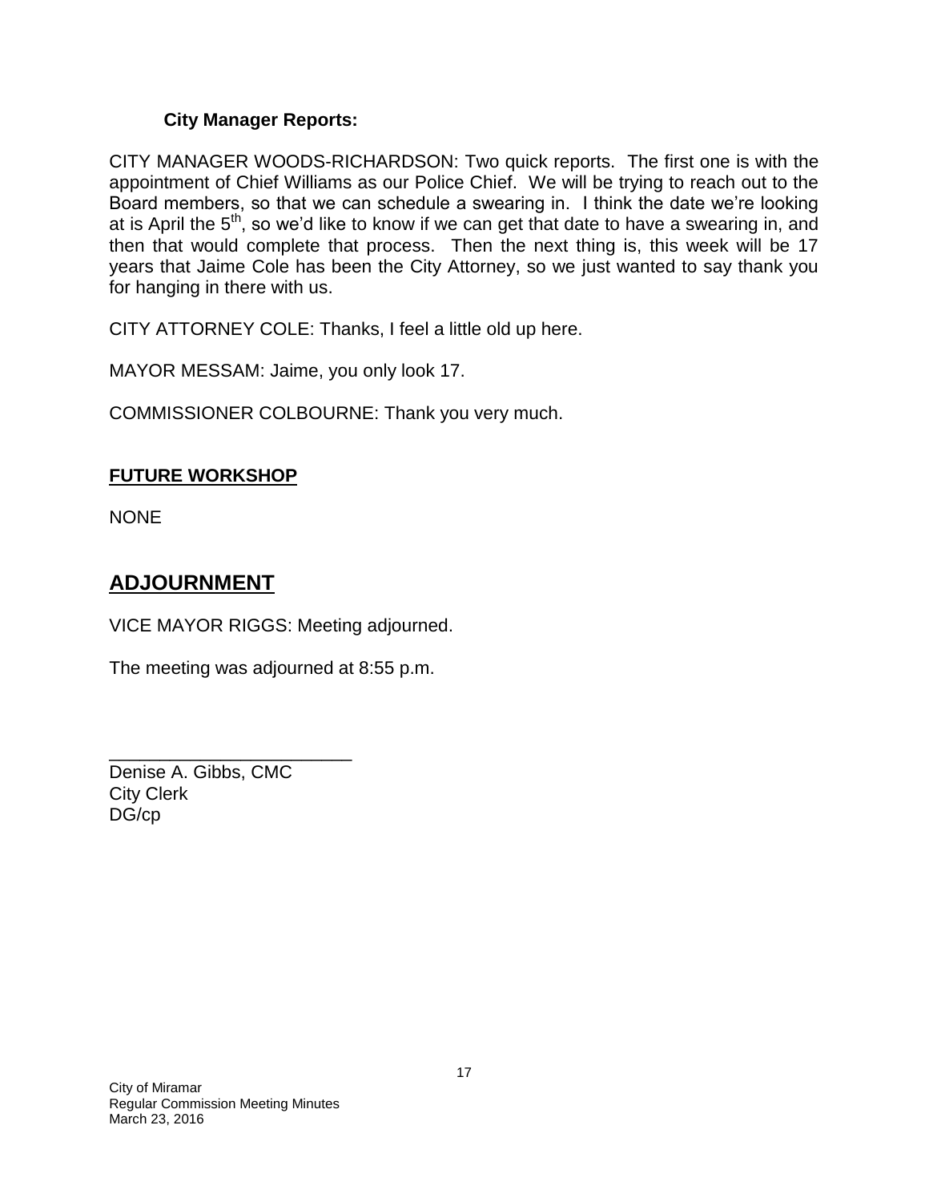**City Manager Reports:**

CITY MANAGER WOODS-RICHARDSON: Two quick reports. The first one is with the appointment of Chief Williams as our Police Chief. We will be trying to reach out to the Board members, so that we can schedule a swearing in. I think the date we're looking at is April the 5th, so we'd like to know if we can get that date to have a swearing in, and then that would complete that process. Then the next thing is, this week will be 17 years that Jaime Cole has been the City Attorney, so we just wanted to say thank you for hanging in there with us.

CITY ATTORNEY COLE: Thanks, I feel a little old up here.

MAYOR MESSAM: Jaime, you only look 17.

COMMISSIONER COLBOURNE: Thank you very much.

**FUTURE WORKSHOP**

NONE

## ADJOURNMENT

VICE MAYOR RIGGS: Meeting adjourned.

The meeting was adjourned at 8:55 p.m.

________________________

Denise A. Gibbs, CMC
City Clerk
DG/cp